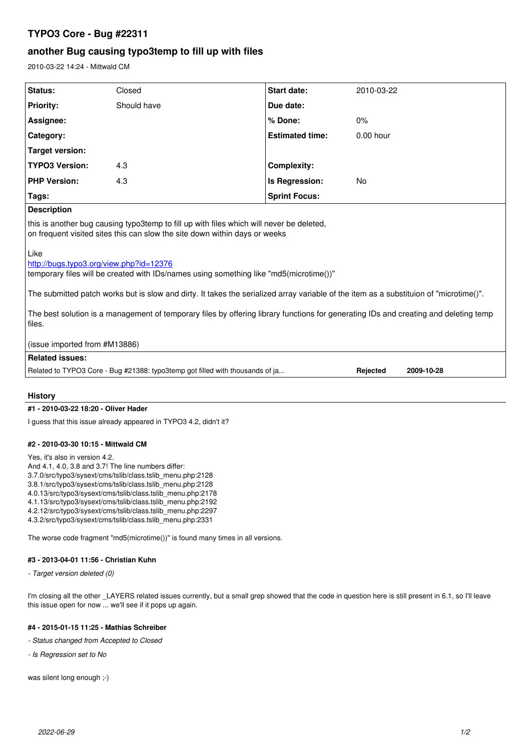# TYPO3 Core - Bug #22311

## another Bug causing typo3temp to fill up with files

2010-03-22 14:24 - Mittwald CM

| Status: | Closed | Start date: | 2010-03-22 |
|---|---|---|---|
| Priority: | Should have | Due date: | |
| Assignee: | | % Done: | 0% |
| Category: | | Estimated time: | 0.00 hour |
| Target version: | | | |
| TYPO3 Version: | 4.3 | Complexity: | |
| PHP Version: | 4.3 | Is Regression: | No |
| Tags: | | Sprint Focus: | |

**Description**

this is another bug causing typo3temp to fill up with files which will never be deleted,
on frequent visited sites this can slow the site down within days or weeks

Like
http://bugs.typo3.org/view.php?id=12376
temporary files will be created with IDs/names using something like "md5(microtime())"

The submitted patch works but is slow and dirty. It takes the serialized array variable of the item as a substituion of "microtime()".

The best solution is a management of temporary files by offering library functions for generating IDs and creating and deleting temp files.

(issue imported from #M13886)

**Related issues:**

| | | |
|---|---|---|
| Related to TYPO3 Core - Bug #21388: typo3temp got filled with thousands of ja... | Rejected | 2009-10-28 |

### History

#### #1 - 2010-03-22 18:20 - Oliver Hader

I guess that this issue already appeared in TYPO3 4.2, didn't it?

#### #2 - 2010-03-30 10:15 - Mittwald CM

Yes, it's also in version 4.2.
And 4.1, 4.0, 3.8 and 3.7! The line numbers differ:
3.7.0/src/typo3/sysext/cms/tslib/class.tslib_menu.php:2128
3.8.1/src/typo3/sysext/cms/tslib/class.tslib_menu.php:2128
4.0.13/src/typo3/sysext/cms/tslib/class.tslib_menu.php:2178
4.1.13/src/typo3/sysext/cms/tslib/class.tslib_menu.php:2192
4.2.12/src/typo3/sysext/cms/tslib/class.tslib_menu.php:2297
4.3.2/src/typo3/sysext/cms/tslib/class.tslib_menu.php:2331

The worse code fragment "md5(microtime())" is found many times in all versions.

#### #3 - 2013-04-01 11:56 - Christian Kuhn

*- Target version deleted (0)*

I'm closing all the other _LAYERS related issues currently, but a small grep showed that the code in question here is still present in 6.1, so I'll leave this issue open for now ... we'll see if it pops up again.

#### #4 - 2015-01-15 11:25 - Mathias Schreiber

*- Status changed from Accepted to Closed*

*- Is Regression set to No*

was silent long enough ;-)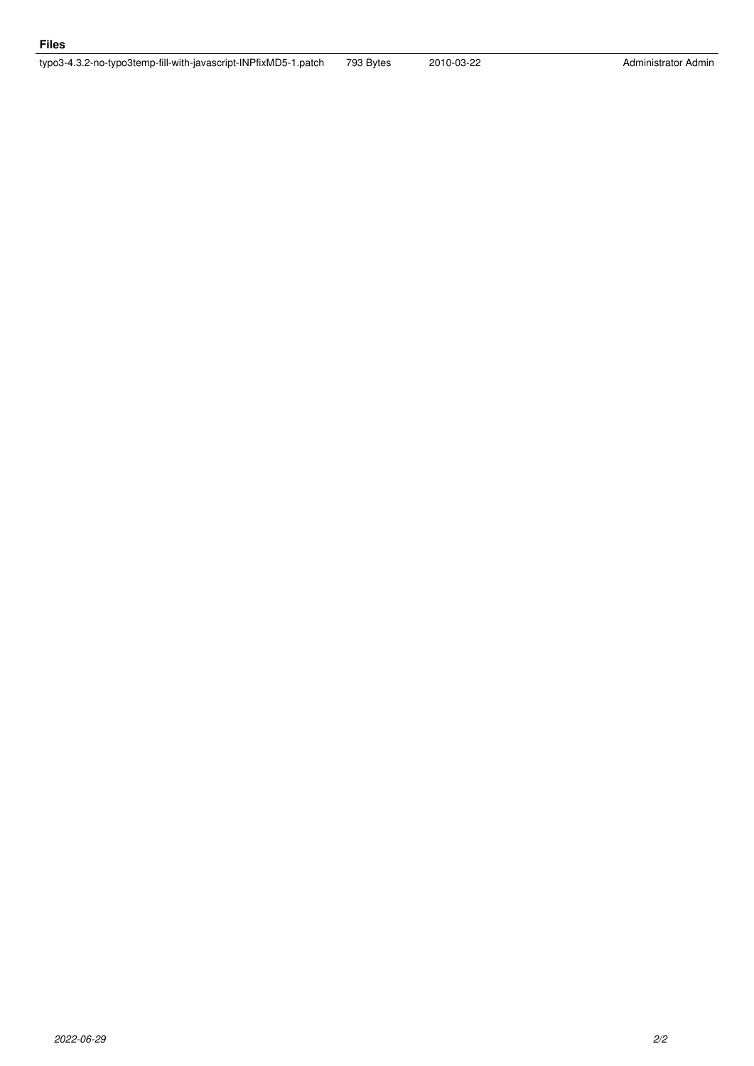**Files**

| | | | |
|---|---|---|---|
| typo3-4.3.2-no-typo3temp-fill-with-javascript-INPfixMD5-1.patch | 793 Bytes | 2010-03-22 | Administrator Admin |